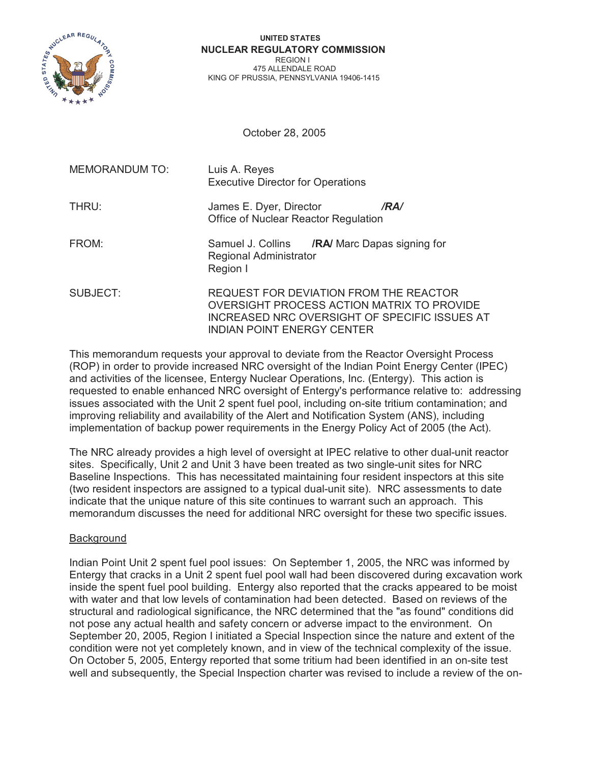**UNITED STATES**
**NUCLEAR REGULATORY COMMISSION**
REGION I
475 ALLENDALE ROAD
KING OF PRUSSIA, PENNSYLVANIA 19406-1415

October 28, 2005

MEMORANDUM TO: Luis A. Reyes
Executive Director for Operations

THRU: James E. Dyer, Director ***/RA/***
Office of Nuclear Reactor Regulation

FROM: Samuel J. Collins **/RA/** Marc Dapas signing for
Regional Administrator
Region I

SUBJECT: REQUEST FOR DEVIATION FROM THE REACTOR OVERSIGHT PROCESS ACTION MATRIX TO PROVIDE INCREASED NRC OVERSIGHT OF SPECIFIC ISSUES AT INDIAN POINT ENERGY CENTER

This memorandum requests your approval to deviate from the Reactor Oversight Process (ROP) in order to provide increased NRC oversight of the Indian Point Energy Center (IPEC) and activities of the licensee, Entergy Nuclear Operations, Inc. (Entergy). This action is requested to enable enhanced NRC oversight of Entergy's performance relative to: addressing issues associated with the Unit 2 spent fuel pool, including on-site tritium contamination; and improving reliability and availability of the Alert and Notification System (ANS), including implementation of backup power requirements in the Energy Policy Act of 2005 (the Act).

The NRC already provides a high level of oversight at IPEC relative to other dual-unit reactor sites. Specifically, Unit 2 and Unit 3 have been treated as two single-unit sites for NRC Baseline Inspections. This has necessitated maintaining four resident inspectors at this site (two resident inspectors are assigned to a typical dual-unit site). NRC assessments to date indicate that the unique nature of this site continues to warrant such an approach. This memorandum discusses the need for additional NRC oversight for these two specific issues.

Background

Indian Point Unit 2 spent fuel pool issues: On September 1, 2005, the NRC was informed by Entergy that cracks in a Unit 2 spent fuel pool wall had been discovered during excavation work inside the spent fuel pool building. Entergy also reported that the cracks appeared to be moist with water and that low levels of contamination had been detected. Based on reviews of the structural and radiological significance, the NRC determined that the "as found" conditions did not pose any actual health and safety concern or adverse impact to the environment. On September 20, 2005, Region I initiated a Special Inspection since the nature and extent of the condition were not yet completely known, and in view of the technical complexity of the issue. On October 5, 2005, Entergy reported that some tritium had been identified in an on-site test well and subsequently, the Special Inspection charter was revised to include a review of the on-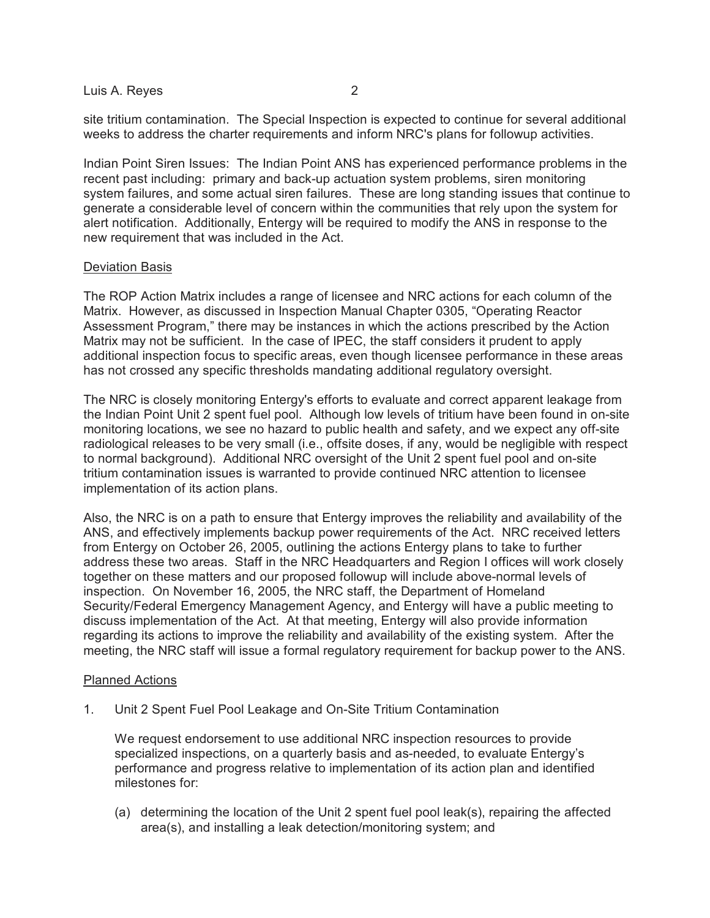site tritium contamination. The Special Inspection is expected to continue for several additional weeks to address the charter requirements and inform NRC's plans for followup activities.

Indian Point Siren Issues: The Indian Point ANS has experienced performance problems in the recent past including: primary and back-up actuation system problems, siren monitoring system failures, and some actual siren failures. These are long standing issues that continue to generate a considerable level of concern within the communities that rely upon the system for alert notification. Additionally, Entergy will be required to modify the ANS in response to the new requirement that was included in the Act.

Deviation Basis

The ROP Action Matrix includes a range of licensee and NRC actions for each column of the Matrix. However, as discussed in Inspection Manual Chapter 0305, "Operating Reactor Assessment Program," there may be instances in which the actions prescribed by the Action Matrix may not be sufficient. In the case of IPEC, the staff considers it prudent to apply additional inspection focus to specific areas, even though licensee performance in these areas has not crossed any specific thresholds mandating additional regulatory oversight.

The NRC is closely monitoring Entergy's efforts to evaluate and correct apparent leakage from the Indian Point Unit 2 spent fuel pool. Although low levels of tritium have been found in on-site monitoring locations, we see no hazard to public health and safety, and we expect any off-site radiological releases to be very small (i.e., offsite doses, if any, would be negligible with respect to normal background). Additional NRC oversight of the Unit 2 spent fuel pool and on-site tritium contamination issues is warranted to provide continued NRC attention to licensee implementation of its action plans.

Also, the NRC is on a path to ensure that Entergy improves the reliability and availability of the ANS, and effectively implements backup power requirements of the Act. NRC received letters from Entergy on October 26, 2005, outlining the actions Entergy plans to take to further address these two areas. Staff in the NRC Headquarters and Region I offices will work closely together on these matters and our proposed followup will include above-normal levels of inspection. On November 16, 2005, the NRC staff, the Department of Homeland Security/Federal Emergency Management Agency, and Entergy will have a public meeting to discuss implementation of the Act. At that meeting, Entergy will also provide information regarding its actions to improve the reliability and availability of the existing system. After the meeting, the NRC staff will issue a formal regulatory requirement for backup power to the ANS.

Planned Actions

1. Unit 2 Spent Fuel Pool Leakage and On-Site Tritium Contamination

   We request endorsement to use additional NRC inspection resources to provide specialized inspections, on a quarterly basis and as-needed, to evaluate Entergy's performance and progress relative to implementation of its action plan and identified milestones for:

   (a) determining the location of the Unit 2 spent fuel pool leak(s), repairing the affected area(s), and installing a leak detection/monitoring system; and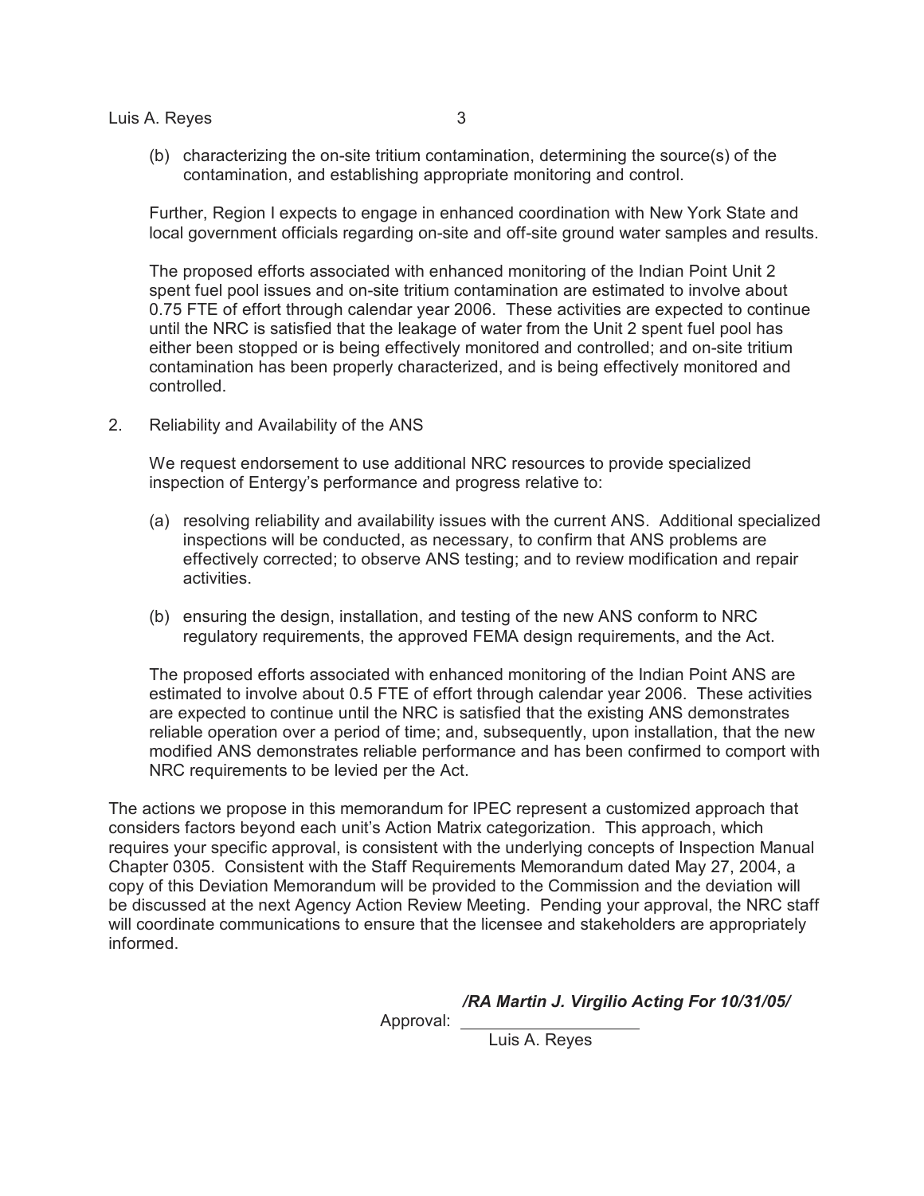(b) characterizing the on-site tritium contamination, determining the source(s) of the contamination, and establishing appropriate monitoring and control.

Further, Region I expects to engage in enhanced coordination with New York State and local government officials regarding on-site and off-site ground water samples and results.

The proposed efforts associated with enhanced monitoring of the Indian Point Unit 2 spent fuel pool issues and on-site tritium contamination are estimated to involve about 0.75 FTE of effort through calendar year 2006. These activities are expected to continue until the NRC is satisfied that the leakage of water from the Unit 2 spent fuel pool has either been stopped or is being effectively monitored and controlled; and on-site tritium contamination has been properly characterized, and is being effectively monitored and controlled.

2. Reliability and Availability of the ANS

We request endorsement to use additional NRC resources to provide specialized inspection of Entergy's performance and progress relative to:

(a) resolving reliability and availability issues with the current ANS. Additional specialized inspections will be conducted, as necessary, to confirm that ANS problems are effectively corrected; to observe ANS testing; and to review modification and repair activities.

(b) ensuring the design, installation, and testing of the new ANS conform to NRC regulatory requirements, the approved FEMA design requirements, and the Act.

The proposed efforts associated with enhanced monitoring of the Indian Point ANS are estimated to involve about 0.5 FTE of effort through calendar year 2006. These activities are expected to continue until the NRC is satisfied that the existing ANS demonstrates reliable operation over a period of time; and, subsequently, upon installation, that the new modified ANS demonstrates reliable performance and has been confirmed to comport with NRC requirements to be levied per the Act.

The actions we propose in this memorandum for IPEC represent a customized approach that considers factors beyond each unit's Action Matrix categorization. This approach, which requires your specific approval, is consistent with the underlying concepts of Inspection Manual Chapter 0305. Consistent with the Staff Requirements Memorandum dated May 27, 2004, a copy of this Deviation Memorandum will be provided to the Commission and the deviation will be discussed at the next Agency Action Review Meeting. Pending your approval, the NRC staff will coordinate communications to ensure that the licensee and stakeholders are appropriately informed.

***/RA Martin J. Virgilio Acting For 10/31/05/***

Approval: ____________________

Luis A. Reyes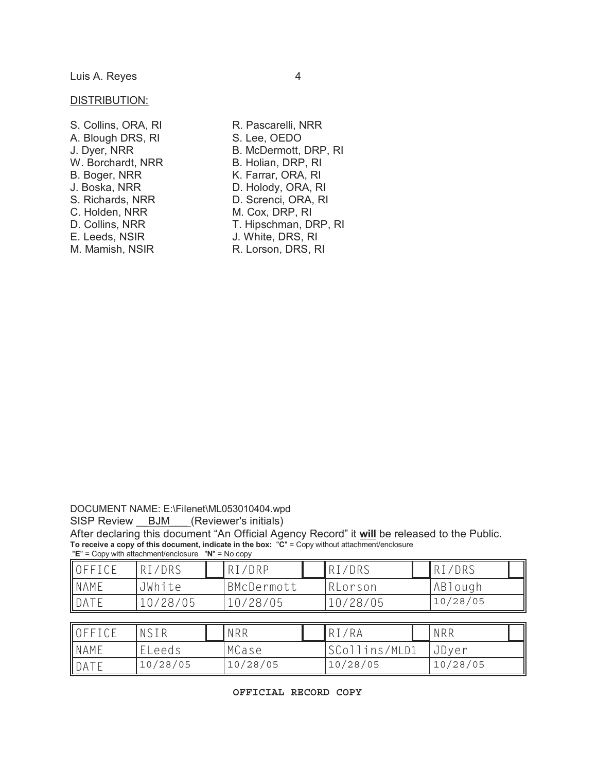DISTRIBUTION:

S. Collins, ORA, RI
A. Blough DRS, RI
J. Dyer, NRR
W. Borchardt, NRR
B. Boger, NRR
J. Boska, NRR
S. Richards, NRR
C. Holden, NRR
D. Collins, NRR
E. Leeds, NSIR
M. Mamish, NSIR
R. Pascarelli, NRR
S. Lee, OEDO
B. McDermott, DRP, RI
B. Holian, DRP, RI
K. Farrar, ORA, RI
D. Holody, ORA, RI
D. Screnci, ORA, RI
M. Cox, DRP, RI
T. Hipschman, DRP, RI
J. White, DRS, RI
R. Lorson, DRS, RI

DOCUMENT NAME: E:\Filenet\ML053010404.wpd
SISP Review __BJM___(Reviewer's initials)
After declaring this document "An Official Agency Record" it **will** be released to the Public.
**To receive a copy of this document, indicate in the box:** "**C**" = Copy without attachment/enclosure "**E**" = Copy with attachment/enclosure "**N**" = No copy

| OFFICE | RI/DRS | RI/DRP | RI/DRS | RI/DRS |
|---|---|---|---|---|
| NAME | JWhite | BMcDermott | RLorson | ABlough |
| DATE | 10/28/05 | 10/28/05 | 10/28/05 | 10/28/05 |

| OFFICE | NSIR | NRR | RI/RA | NRR |
|---|---|---|---|---|
| NAME | ELeeds | MCase | SCollins/MLD1 | JDyer |
| DATE | 10/28/05 | 10/28/05 | 10/28/05 | 10/28/05 |

**OFFICIAL RECORD COPY**